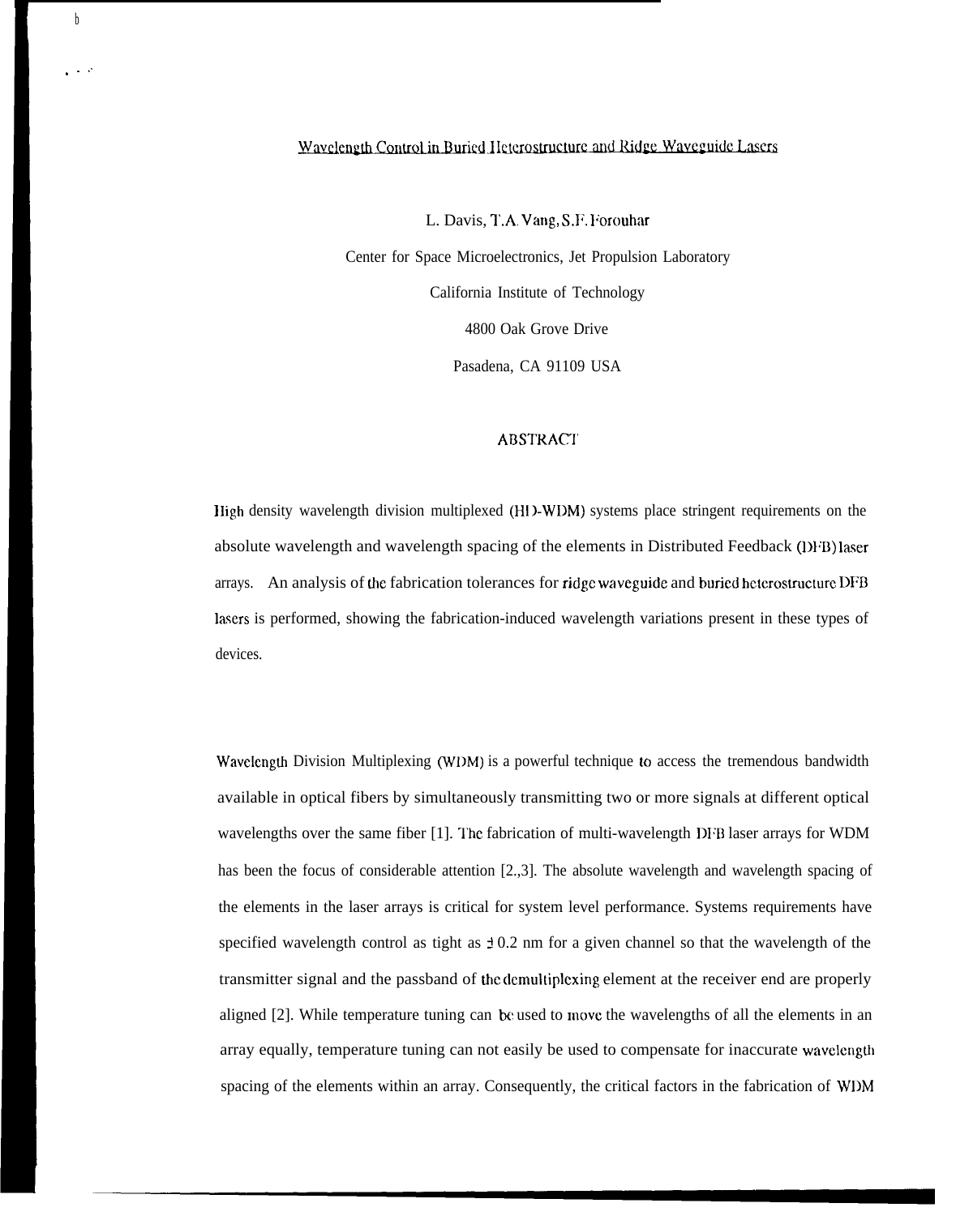# Wavelength Control in Buried Heterostructure and Ridge Waveguide Lasers

L. Davis, T.A. Vang, S.F. Forouhar

Center for Space Microelectronics, Jet Propulsion Laboratory

California Institute of Technology

4800 Oak Grove Drive

Pasadena, CA 91109 USA

## ABSTRACT

High density wavelength division multiplexed (HD-WDM) systems place stringent requirements on the absolute wavelength and wavelength spacing of the elements in Distributed Feedback (DFB) laser arrays. An analysis of the fabrication tolerances for ridge waveguide and buried heterostructure DFB lasers is performed, showing the fabrication-induced wavelength variations present in these types of devices.

Wavelength Division Multiplexing (WDM) is a powerful technique to access the tremendous bandwidth available in optical fibers by simultaneously transmitting two or more signals at different optical wavelengths over the same fiber [1]. The fabrication of multi-wavelength DFB laser arrays for WDM has been the focus of considerable attention [2.,3]. The absolute wavelength and wavelength spacing of the elements in the laser arrays is critical for system level performance. Systems requirements have specified wavelength control as tight as ± 0.2 nm for a given channel so that the wavelength of the transmitter signal and the passband of the demultiplexing element at the receiver end are properly aligned [2]. While temperature tuning can be used to move the wavelengths of all the elements in an array equally, temperature tuning can not easily be used to compensate for inaccurate wavelength spacing of the elements within an array. Consequently, the critical factors in the fabrication of WDM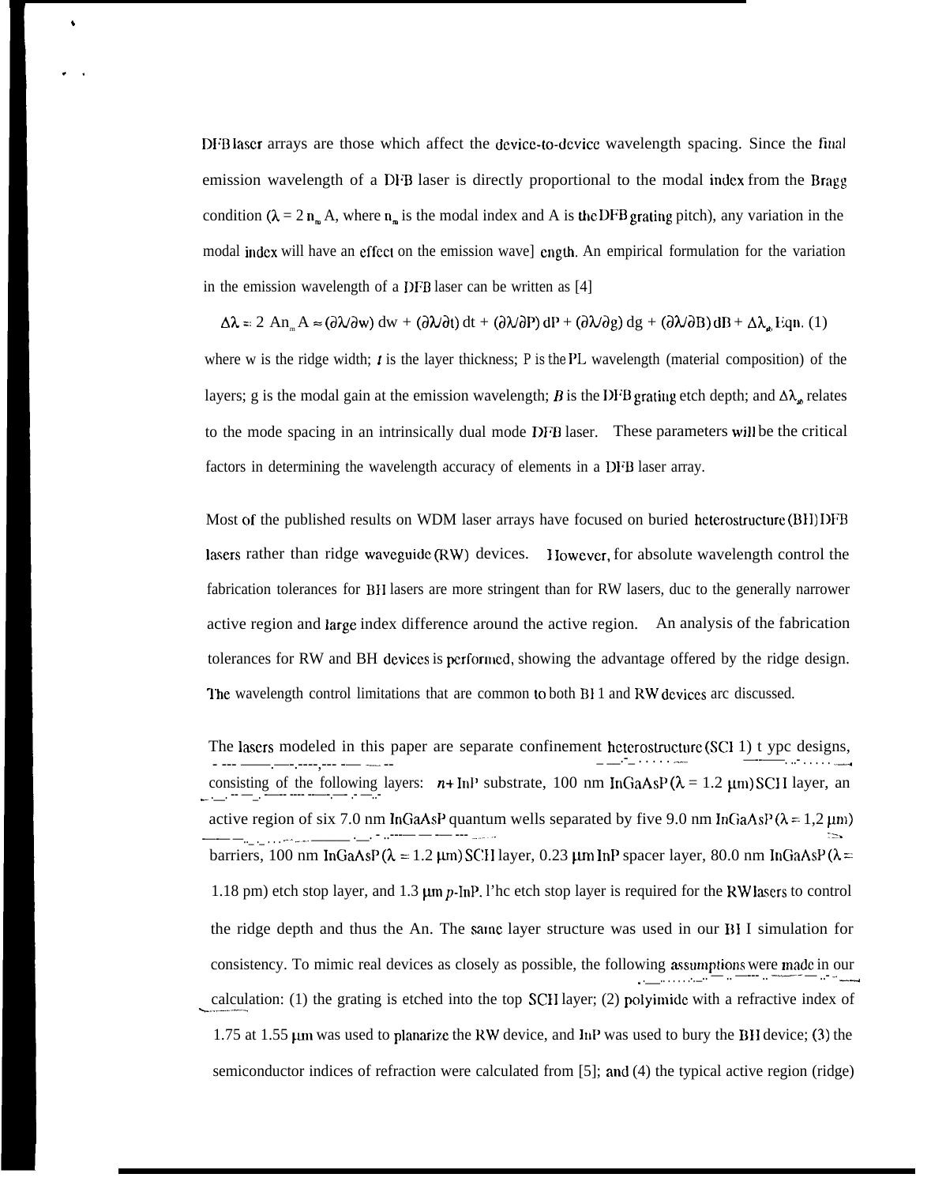DFB laser arrays are those which affect the device-to-device wavelength spacing. Since the final emission wavelength of a DFB laser is directly proportional to the modal index from the Bragg condition ($\lambda = 2\, n_m\, \Lambda$, where $n_m$ is the modal index and $\Lambda$ is the DFB grating pitch), any variation in the modal index will have an effect on the emission wavelength. An empirical formulation for the variation in the emission wavelength of a DFB laser can be written as [4]

$$\Delta\lambda = 2\, \Delta n_m\, \Lambda \approx (\partial\lambda/\partial w)\, dw + (\partial\lambda/\partial t)\, dt + (\partial\lambda/\partial P)\, dP + (\partial\lambda/\partial g)\, dg + (\partial\lambda/\partial B)\, dB + \Delta\lambda_{sb} \quad \text{Eqn. (1)}$$

where w is the ridge width; $t$ is the layer thickness; P is the PL wavelength (material composition) of the layers; g is the modal gain at the emission wavelength; $B$ is the DFB grating etch depth; and $\Delta\lambda_{sb}$ relates to the mode spacing in an intrinsically dual mode DFB laser. These parameters will be the critical factors in determining the wavelength accuracy of elements in a DFB laser array.

Most of the published results on WDM laser arrays have focused on buried heterostructure (BH) DFB lasers rather than ridge waveguide (RW) devices. However, for absolute wavelength control the fabrication tolerances for BH lasers are more stringent than for RW lasers, due to the generally narrower active region and large index difference around the active region. An analysis of the fabrication tolerances for RW and BH devices is performed, showing the advantage offered by the ridge design. The wavelength control limitations that are common to both BH and RW devices are discussed.

The lasers modeled in this paper are separate confinement heterostructure (SCH) type designs, consisting of the following layers: $n$+ InP substrate, 100 nm InGaAsP ($\lambda$ = 1.2 μm) SCH layer, an active region of six 7.0 nm InGaAsP quantum wells separated by five 9.0 nm InGaAsP ($\lambda$ = 1,2 μm) barriers, 100 nm InGaAsP ($\lambda$ = 1.2 μm) SCH layer, 0.23 μm InP spacer layer, 80.0 nm InGaAsP ($\lambda$ = 1.18 pm) etch stop layer, and 1.3 μm $p$-InP. The etch stop layer is required for the RW lasers to control the ridge depth and thus the $\Delta n$. The same layer structure was used in our BH simulation for consistency. To mimic real devices as closely as possible, the following assumptions were made in our calculation: (1) the grating is etched into the top SCH layer; (2) polyimide with a refractive index of 1.75 at 1.55 μm was used to planarize the RW device, and InP was used to bury the BH device; (3) the semiconductor indices of refraction were calculated from [5]; and (4) the typical active region (ridge)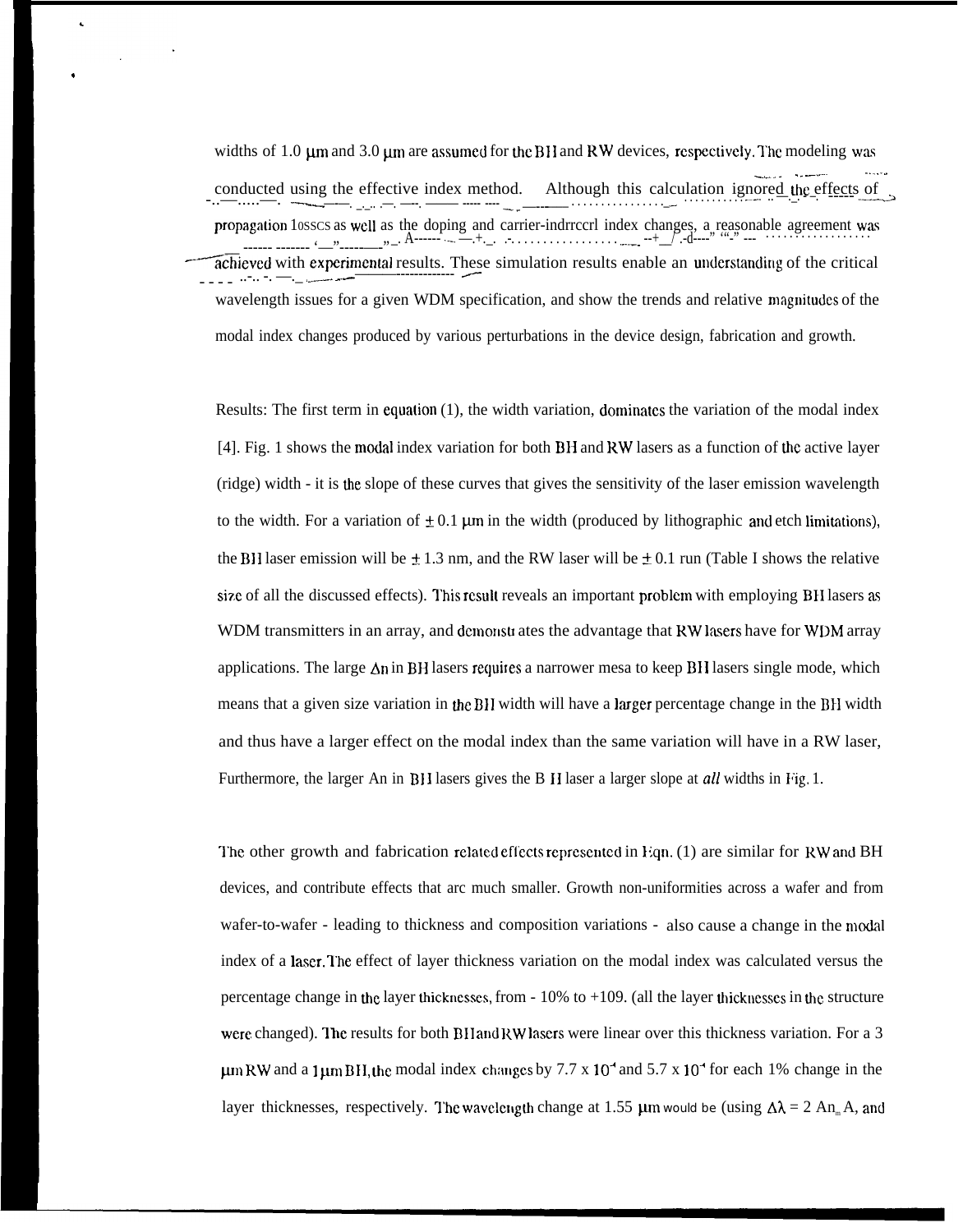widths of 1.0 μm and 3.0 μm are assumed for the BH and RW devices, respectively. The modeling was conducted using the effective index method. Although this calculation ignored the effects of propagation losses as well as the doping and carrier-induced index changes, a reasonable agreement was achieved with experimental results. These simulation results enable an understanding of the critical wavelength issues for a given WDM specification, and show the trends and relative magnitudes of the modal index changes produced by various perturbations in the device design, fabrication and growth.

Results: The first term in equation (1), the width variation, dominates the variation of the modal index [4]. Fig. 1 shows the modal index variation for both BH and RW lasers as a function of the active layer (ridge) width - it is the slope of these curves that gives the sensitivity of the laser emission wavelength to the width. For a variation of ± 0.1 μm in the width (produced by lithographic and etch limitations), the BH laser emission will be ± 1.3 nm, and the RW laser will be ± 0.1 nm (Table I shows the relative size of all the discussed effects). This result reveals an important problem with employing BH lasers as WDM transmitters in an array, and demonstrates the advantage that RW lasers have for WDM array applications. The large $\Delta n$ in BH lasers requires a narrower mesa to keep BH lasers single mode, which means that a given size variation in the BH width will have a larger percentage change in the BH width and thus have a larger effect on the modal index than the same variation will have in a RW laser, Furthermore, the larger $\Delta n$ in BH lasers gives the BH laser a larger slope at *all* widths in Fig. 1.

The other growth and fabrication related effects represented in Eqn. (1) are similar for RW and BH devices, and contribute effects that are much smaller. Growth non-uniformities across a wafer and from wafer-to-wafer - leading to thickness and composition variations - also cause a change in the modal index of a laser. The effect of layer thickness variation on the modal index was calculated versus the percentage change in the layer thicknesses, from - 10% to +10%. (all the layer thicknesses in the structure were changed). The results for both BH and RW lasers were linear over this thickness variation. For a 3 μm RW and a 1 μm BH, the modal index changes by $7.7 \times 10^{-4}$ and $5.7 \times 10^{-4}$ for each 1% change in the layer thicknesses, respectively. The wavelength change at 1.55 μm would be (using $\Delta\lambda = 2 \Delta n_m \Lambda$, and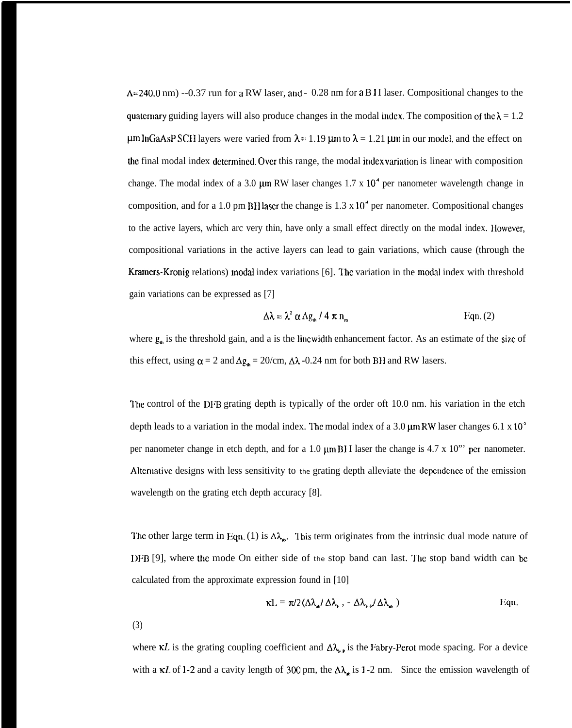$\Lambda$=240.0 nm) --0.37 run for a RW laser, and - 0.28 nm for a BH laser. Compositional changes to the quaternary guiding layers will also produce changes in the modal index. The composition of the $\lambda$ = 1.2 $\mu$m InGaAsP SCH layers were varied from $\lambda$ = 1.19 $\mu$m to $\lambda$ = 1.21 $\mu$m in our model, and the effect on the final modal index determined. Over this range, the modal index variation is linear with composition change. The modal index of a 3.0 $\mu$m RW laser changes 1.7 x $10^{-4}$ per nanometer wavelength change in composition, and for a 1.0 pm BH laser the change is 1.3 x $10^{-4}$ per nanometer. Compositional changes to the active layers, which arc very thin, have only a small effect directly on the modal index. However, compositional variations in the active layers can lead to gain variations, which cause (through the Kramers-Kronig relations) modal index variations [6]. The variation in the modal index with threshold gain variations can be expressed as [7]

$$\Delta\lambda = \lambda^2 \, \alpha \, \Delta g_{th} \, / \, 4 \, \pi \, n_m \qquad \text{Eqn. (2)}$$

where $g_{th}$ is the threshold gain, and a is the linewidth enhancement factor. As an estimate of the size of this effect, using $\alpha$ = 2 and $\Delta g_{th}$ = 20/cm, $\Delta\lambda$ -0.24 nm for both BH and RW lasers.

The control of the DFB grating depth is typically of the order oft 10.0 nm. his variation in the etch depth leads to a variation in the modal index. The modal index of a 3.0 $\mu$m RW laser changes 6.1 x $10^{-5}$ per nanometer change in etch depth, and for a 1.0 $\mu$m BH laser the change is 4.7 x 10"' per nanometer. Alternative designs with less sensitivity to the grating depth alleviate the dependence of the emission wavelength on the grating etch depth accuracy [8].

The other large term in Eqn. (1) is $\Delta\lambda_{sb}$. This term originates from the intrinsic dual mode nature of DFB [9], where the mode On either side of the stop band can last. The stop band width can be calculated from the approximate expression found in [10]

$$\kappa L = \pi/2 \, (\Delta\lambda_{sb} / \Delta\lambda_{F-P} - \Delta\lambda_{F-P} / \Delta\lambda_{sb}) \qquad \text{Eqn. (3)}$$

where $\kappa L$ is the grating coupling coefficient and $\Delta\lambda_{F-P}$ is the Fabry-Perot mode spacing. For a device with a $\kappa L$ of 1-2 and a cavity length of 300 pm, the $\Delta\lambda_{sb}$ is 1-2 nm. Since the emission wavelength of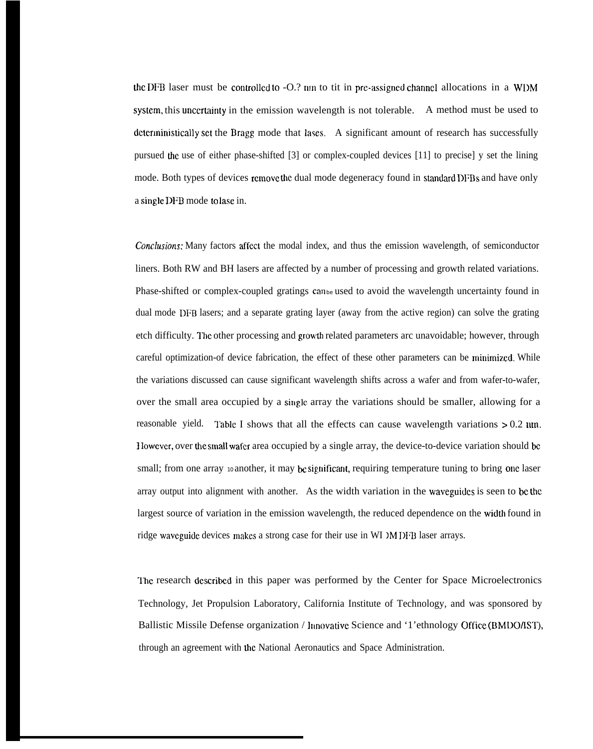the DFB laser must be controlled to -O.? nm to tit in pre-assigned channel allocations in a WDM system, this uncertainty in the emission wavelength is not tolerable. A method must be used to deterministically set the Bragg mode that lases. A significant amount of research has successfully pursued the use of either phase-shifted [3] or complex-coupled devices [11] to precise] y set the lining mode. Both types of devices remove the dual mode degeneracy found in standard DFBs and have only a single DFB mode to lase in.

*Conclusions:* Many factors affect the modal index, and thus the emission wavelength, of semiconductor liners. Both RW and BH lasers are affected by a number of processing and growth related variations. Phase-shifted or complex-coupled gratings can be used to avoid the wavelength uncertainty found in dual mode DFB lasers; and a separate grating layer (away from the active region) can solve the grating etch difficulty. The other processing and growth related parameters arc unavoidable; however, through careful optimization-of device fabrication, the effect of these other parameters can be minimized. While the variations discussed can cause significant wavelength shifts across a wafer and from wafer-to-wafer, over the small area occupied by a single array the variations should be smaller, allowing for a reasonable yield. Table I shows that all the effects can cause wavelength variations > 0.2 nm. However, over the small wafer area occupied by a single array, the device-to-device variation should be small; from one array 10 another, it may be significant, requiring temperature tuning to bring one laser array output into alignment with another. As the width variation in the waveguides is seen to be the largest source of variation in the emission wavelength, the reduced dependence on the width found in ridge waveguide devices makes a strong case for their use in WDM DFB laser arrays.

The research described in this paper was performed by the Center for Space Microelectronics Technology, Jet Propulsion Laboratory, California Institute of Technology, and was sponsored by Ballistic Missile Defense organization / Innovative Science and '1'ethnology Office (BMDO/IST), through an agreement with the National Aeronautics and Space Administration.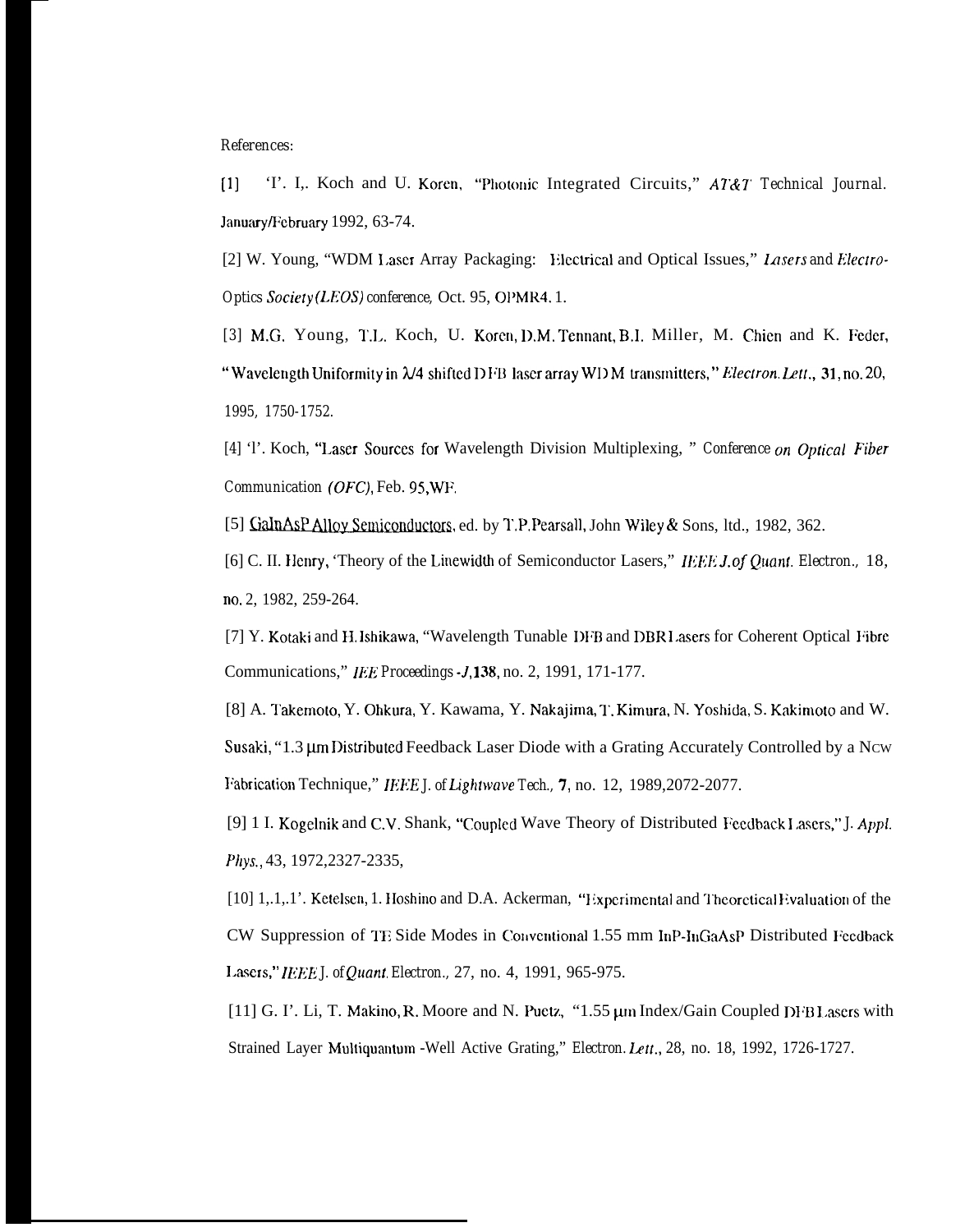References:

[1] 'I'. I,. Koch and U. Koren, "Photonic Integrated Circuits," *AT&T* Technical Journal. January/February 1992, 63-74.

[2] W. Young, "WDM Laser Array Packaging: Electrical and Optical Issues," *Lasers* and *Electro-Optics Society (LEOS)* conference, Oct. 95, OPMR4. 1.

[3] M.G. Young, T.L. Koch, U. Koren, D.M. Tennant, B.I. Miller, M. Chien and K. Feder, "Wavelength Uniformity in $\lambda/4$ shifted DFB laser array WDM transmitters," *Electron. Lett.*, **31**, no. 20, 1995, 1750-1752.

[4] 'I'. Koch, "Laser Sources for Wavelength Division Multiplexing, " Conference *on Optical Fiber* Communication *(OFC)*, Feb. 95, WF.

[5] GaInAsP Alloy Semiconductors, ed. by T.P. Pearsall, John Wiley & Sons, ltd., 1982, 362.

[6] C. II. Henry, 'Theory of the Linewidth of Semiconductor Lasers," *IEEE J. of Quant.* Electron., 18, no. 2, 1982, 259-264.

[7] Y. Kotaki and H. Ishikawa, "Wavelength Tunable DFB and DBR Lasers for Coherent Optical Fibre Communications," *IEE* Proceedings *-J*, **138**, no. 2, 1991, 171-177.

[8] A. Takemoto, Y. Ohkura, Y. Kawama, Y. Nakajima, T. Kimura, N. Yoshida, S. Kakimoto and W. Susaki, "1.3 µm Distributed Feedback Laser Diode with a Grating Accurately Controlled by a New Fabrication Technique," *IEEE* J. of *Lightwave* Tech., **7**, no. 12, 1989, 2072-2077.

[9] 1 I. Kogelnik and C.V. Shank, "Coupled Wave Theory of Distributed Feedback Lasers," J. *Appl. Phys.*, 43, 1972, 2327-2335,

[10] 1,.1,.1'. Ketelsen, 1. Hoshino and D.A. Ackerman, "Experimental and Theoretical Evaluation of the CW Suppression of TE Side Modes in Conventional 1.55 mm InP-InGaAsP Distributed Feedback Lasers," *IEEE* J. of *Quant.* Electron., 27, no. 4, 1991, 965-975.

[11] G. I'. Li, T. Makino, R. Moore and N. Puetz, "1.55 µm Index/Gain Coupled DFB Lasers with Strained Layer Multiquantum -Well Active Grating," Electron. *Lett.*, 28, no. 18, 1992, 1726-1727.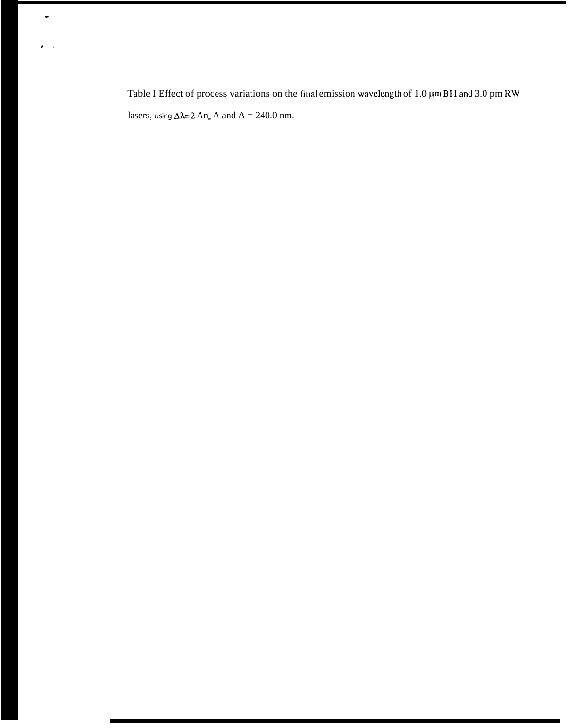Table I Effect of process variations on the final emission wavelength of 1.0 μm BH and 3.0 pm RW lasers, using $\Delta\lambda=2$ An$_m$ A and A = 240.0 nm.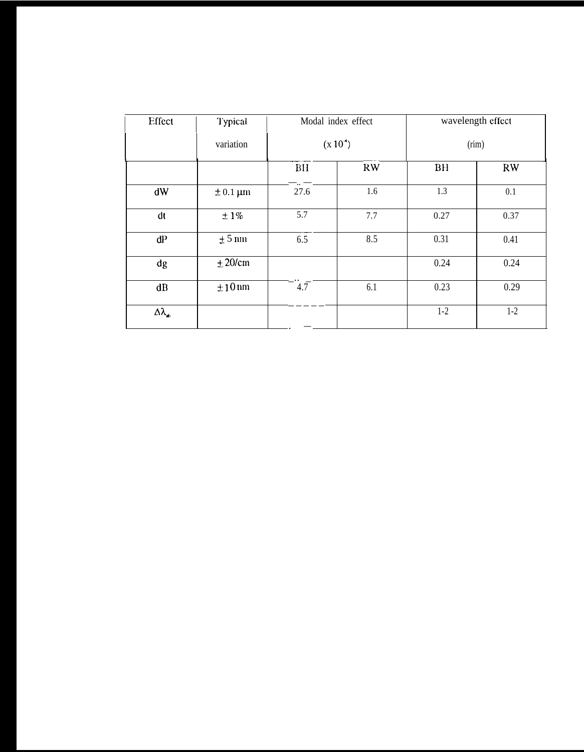| Effect | Typical variation | Modal index effect ($x 10^{-4}$) | | wavelength effect (rim) | |
|---|---|---|---|---|---|
| | | BH | RW | BH | RW |
| dW | $\pm$ 0.1 $\mu$m | 27.6 | 1.6 | 1.3 | 0.1 |
| dt | $\pm$ 1% | 5.7 | 7.7 | 0.27 | 0.37 |
| dP | $\pm$ 5 nm | 6.5 | 8.5 | 0.31 | 0.41 |
| dg | $\pm$ 20/cm | | | 0.24 | 0.24 |
| dB | $\pm$ 10 nm | 4.7 | 6.1 | 0.23 | 0.29 |
| $\Delta\lambda_{ab}$ | | | | 1-2 | 1-2 |